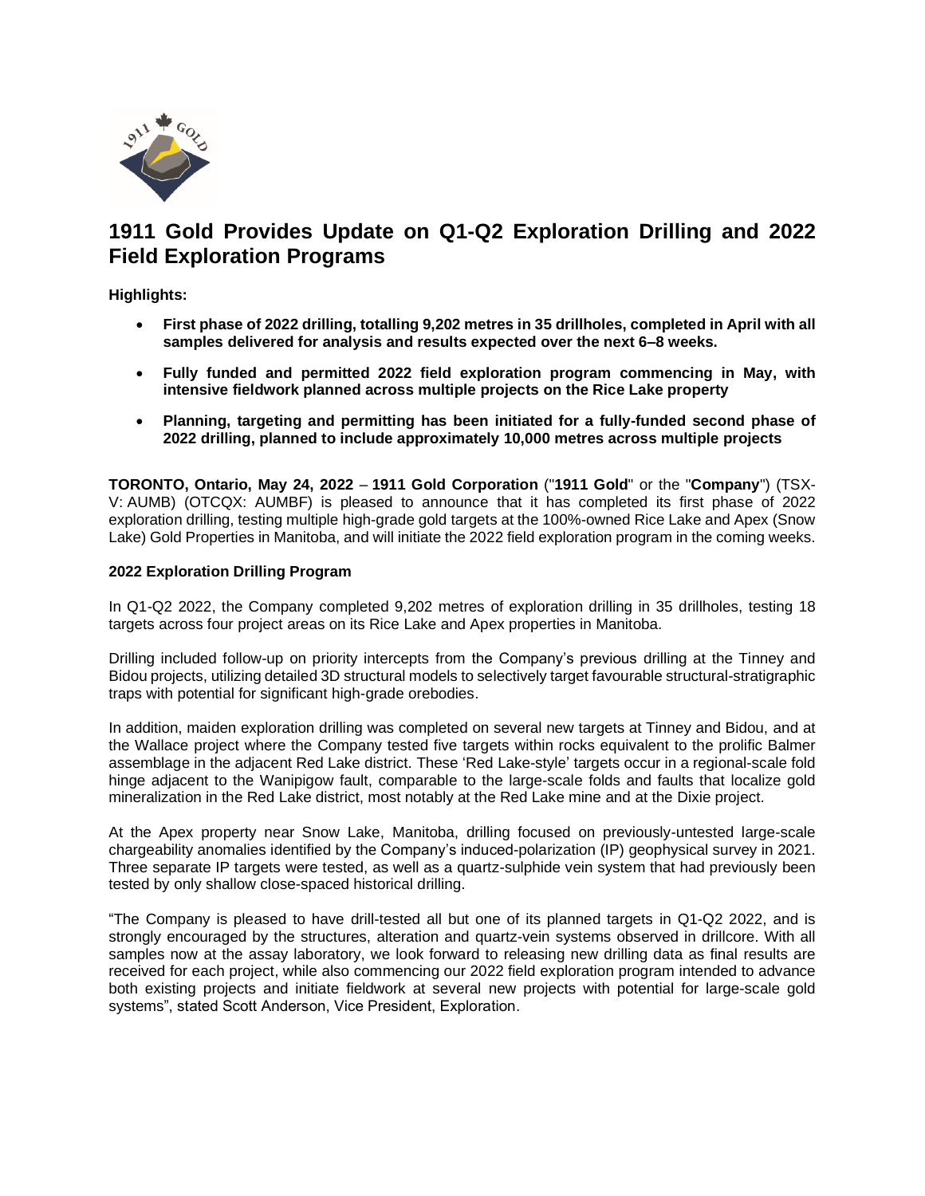# 1911 Gold Provides Update on Q1-Q2 Exploration Drilling and 2022 Field Exploration Programs

**Highlights:**

- **First phase of 2022 drilling, totalling 9,202 metres in 35 drillholes, completed in April with all samples delivered for analysis and results expected over the next 6–8 weeks.**
- **Fully funded and permitted 2022 field exploration program commencing in May, with intensive fieldwork planned across multiple projects on the Rice Lake property**
- **Planning, targeting and permitting has been initiated for a fully-funded second phase of 2022 drilling, planned to include approximately 10,000 metres across multiple projects**

**TORONTO, Ontario, May 24, 2022** – **1911 Gold Corporation** ("**1911 Gold**" or the "**Company**") (TSX-V: AUMB) (OTCQX: AUMBF) is pleased to announce that it has completed its first phase of 2022 exploration drilling, testing multiple high-grade gold targets at the 100%-owned Rice Lake and Apex (Snow Lake) Gold Properties in Manitoba, and will initiate the 2022 field exploration program in the coming weeks.

**2022 Exploration Drilling Program**

In Q1-Q2 2022, the Company completed 9,202 metres of exploration drilling in 35 drillholes, testing 18 targets across four project areas on its Rice Lake and Apex properties in Manitoba.

Drilling included follow-up on priority intercepts from the Company's previous drilling at the Tinney and Bidou projects, utilizing detailed 3D structural models to selectively target favourable structural-stratigraphic traps with potential for significant high-grade orebodies.

In addition, maiden exploration drilling was completed on several new targets at Tinney and Bidou, and at the Wallace project where the Company tested five targets within rocks equivalent to the prolific Balmer assemblage in the adjacent Red Lake district. These 'Red Lake-style' targets occur in a regional-scale fold hinge adjacent to the Wanipigow fault, comparable to the large-scale folds and faults that localize gold mineralization in the Red Lake district, most notably at the Red Lake mine and at the Dixie project.

At the Apex property near Snow Lake, Manitoba, drilling focused on previously-untested large-scale chargeability anomalies identified by the Company's induced-polarization (IP) geophysical survey in 2021. Three separate IP targets were tested, as well as a quartz-sulphide vein system that had previously been tested by only shallow close-spaced historical drilling.

"The Company is pleased to have drill-tested all but one of its planned targets in Q1-Q2 2022, and is strongly encouraged by the structures, alteration and quartz-vein systems observed in drillcore. With all samples now at the assay laboratory, we look forward to releasing new drilling data as final results are received for each project, while also commencing our 2022 field exploration program intended to advance both existing projects and initiate fieldwork at several new projects with potential for large-scale gold systems", stated Scott Anderson, Vice President, Exploration.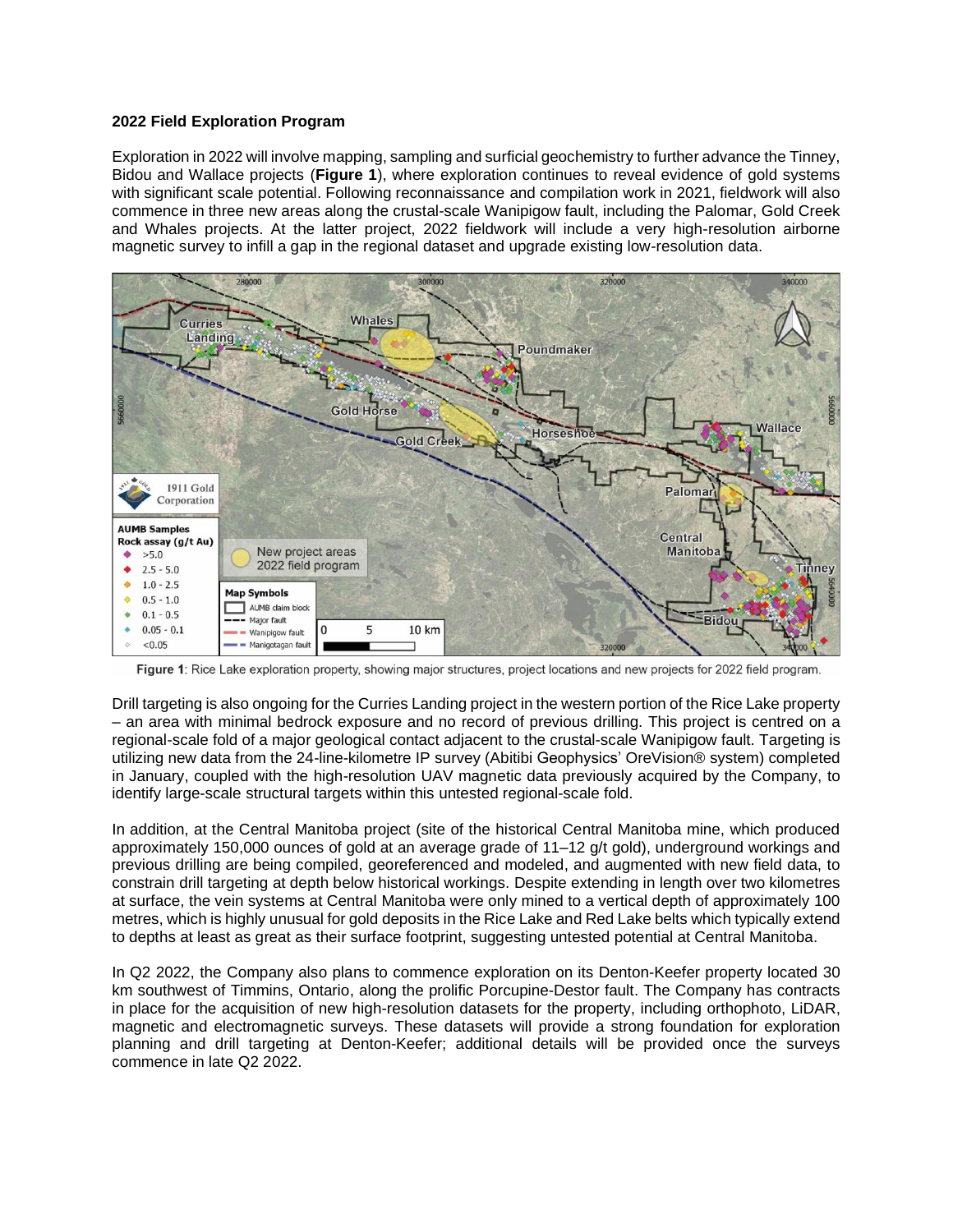**2022 Field Exploration Program**

Exploration in 2022 will involve mapping, sampling and surficial geochemistry to further advance the Tinney, Bidou and Wallace projects (**Figure 1**), where exploration continues to reveal evidence of gold systems with significant scale potential. Following reconnaissance and compilation work in 2021, fieldwork will also commence in three new areas along the crustal-scale Wanipigow fault, including the Palomar, Gold Creek and Whales projects. At the latter project, 2022 fieldwork will include a very high-resolution airborne magnetic survey to infill a gap in the regional dataset and upgrade existing low-resolution data.

**Figure 1**: Rice Lake exploration property, showing major structures, project locations and new projects for 2022 field program.

Drill targeting is also ongoing for the Curries Landing project in the western portion of the Rice Lake property – an area with minimal bedrock exposure and no record of previous drilling. This project is centred on a regional-scale fold of a major geological contact adjacent to the crustal-scale Wanipigow fault. Targeting is utilizing new data from the 24-line-kilometre IP survey (Abitibi Geophysics' OreVision® system) completed in January, coupled with the high-resolution UAV magnetic data previously acquired by the Company, to identify large-scale structural targets within this untested regional-scale fold.

In addition, at the Central Manitoba project (site of the historical Central Manitoba mine, which produced approximately 150,000 ounces of gold at an average grade of 11–12 g/t gold), underground workings and previous drilling are being compiled, georeferenced and modeled, and augmented with new field data, to constrain drill targeting at depth below historical workings. Despite extending in length over two kilometres at surface, the vein systems at Central Manitoba were only mined to a vertical depth of approximately 100 metres, which is highly unusual for gold deposits in the Rice Lake and Red Lake belts which typically extend to depths at least as great as their surface footprint, suggesting untested potential at Central Manitoba.

In Q2 2022, the Company also plans to commence exploration on its Denton-Keefer property located 30 km southwest of Timmins, Ontario, along the prolific Porcupine-Destor fault. The Company has contracts in place for the acquisition of new high-resolution datasets for the property, including orthophoto, LiDAR, magnetic and electromagnetic surveys. These datasets will provide a strong foundation for exploration planning and drill targeting at Denton-Keefer; additional details will be provided once the surveys commence in late Q2 2022.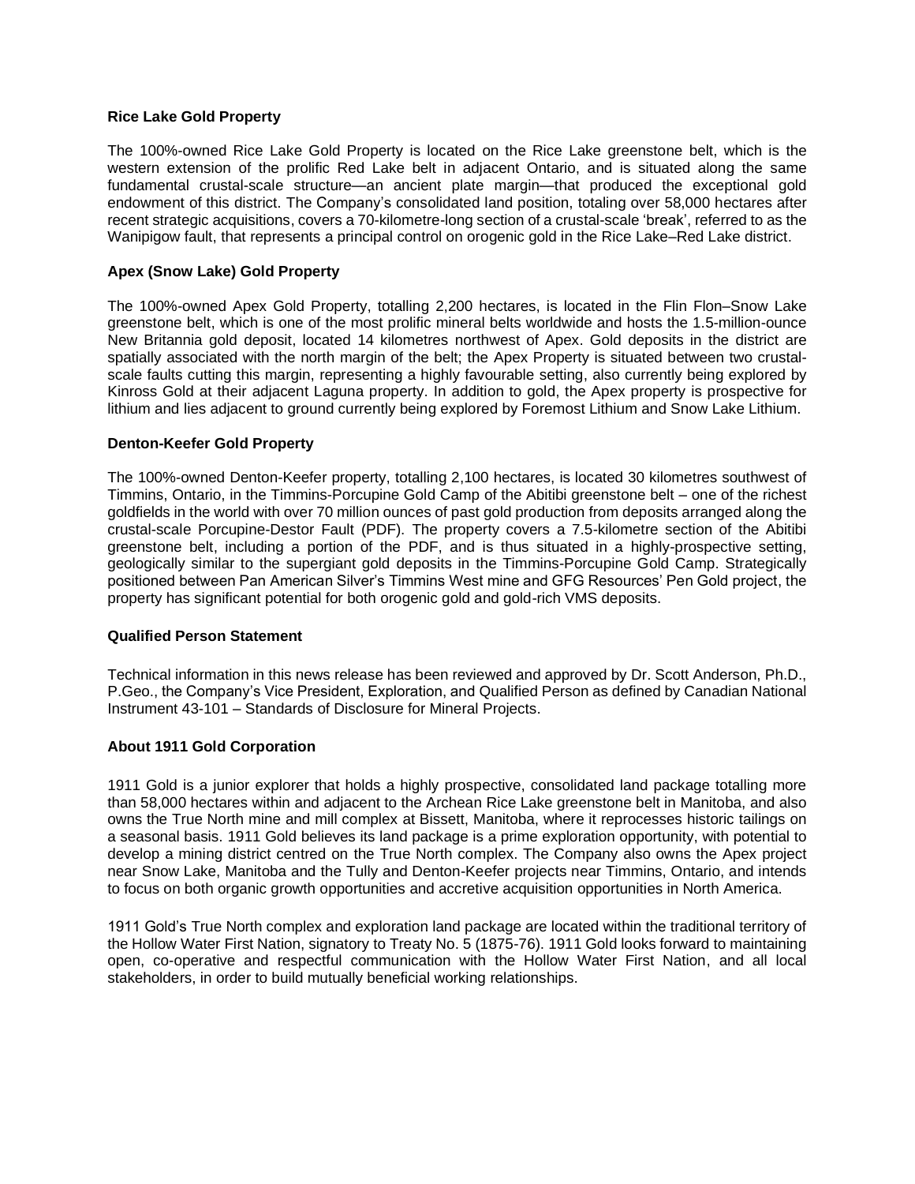**Rice Lake Gold Property**

The 100%-owned Rice Lake Gold Property is located on the Rice Lake greenstone belt, which is the western extension of the prolific Red Lake belt in adjacent Ontario, and is situated along the same fundamental crustal-scale structure—an ancient plate margin—that produced the exceptional gold endowment of this district. The Company's consolidated land position, totaling over 58,000 hectares after recent strategic acquisitions, covers a 70-kilometre-long section of a crustal-scale 'break', referred to as the Wanipigow fault, that represents a principal control on orogenic gold in the Rice Lake–Red Lake district.

**Apex (Snow Lake) Gold Property**

The 100%-owned Apex Gold Property, totalling 2,200 hectares, is located in the Flin Flon–Snow Lake greenstone belt, which is one of the most prolific mineral belts worldwide and hosts the 1.5-million-ounce New Britannia gold deposit, located 14 kilometres northwest of Apex. Gold deposits in the district are spatially associated with the north margin of the belt; the Apex Property is situated between two crustal-scale faults cutting this margin, representing a highly favourable setting, also currently being explored by Kinross Gold at their adjacent Laguna property. In addition to gold, the Apex property is prospective for lithium and lies adjacent to ground currently being explored by Foremost Lithium and Snow Lake Lithium.

**Denton-Keefer Gold Property**

The 100%-owned Denton-Keefer property, totalling 2,100 hectares, is located 30 kilometres southwest of Timmins, Ontario, in the Timmins-Porcupine Gold Camp of the Abitibi greenstone belt – one of the richest goldfields in the world with over 70 million ounces of past gold production from deposits arranged along the crustal-scale Porcupine-Destor Fault (PDF). The property covers a 7.5-kilometre section of the Abitibi greenstone belt, including a portion of the PDF, and is thus situated in a highly-prospective setting, geologically similar to the supergiant gold deposits in the Timmins-Porcupine Gold Camp. Strategically positioned between Pan American Silver's Timmins West mine and GFG Resources' Pen Gold project, the property has significant potential for both orogenic gold and gold-rich VMS deposits.

**Qualified Person Statement**

Technical information in this news release has been reviewed and approved by Dr. Scott Anderson, Ph.D., P.Geo., the Company's Vice President, Exploration, and Qualified Person as defined by Canadian National Instrument 43-101 – Standards of Disclosure for Mineral Projects.

**About 1911 Gold Corporation**

1911 Gold is a junior explorer that holds a highly prospective, consolidated land package totalling more than 58,000 hectares within and adjacent to the Archean Rice Lake greenstone belt in Manitoba, and also owns the True North mine and mill complex at Bissett, Manitoba, where it reprocesses historic tailings on a seasonal basis. 1911 Gold believes its land package is a prime exploration opportunity, with potential to develop a mining district centred on the True North complex. The Company also owns the Apex project near Snow Lake, Manitoba and the Tully and Denton-Keefer projects near Timmins, Ontario, and intends to focus on both organic growth opportunities and accretive acquisition opportunities in North America.

1911 Gold's True North complex and exploration land package are located within the traditional territory of the Hollow Water First Nation, signatory to Treaty No. 5 (1875-76). 1911 Gold looks forward to maintaining open, co-operative and respectful communication with the Hollow Water First Nation, and all local stakeholders, in order to build mutually beneficial working relationships.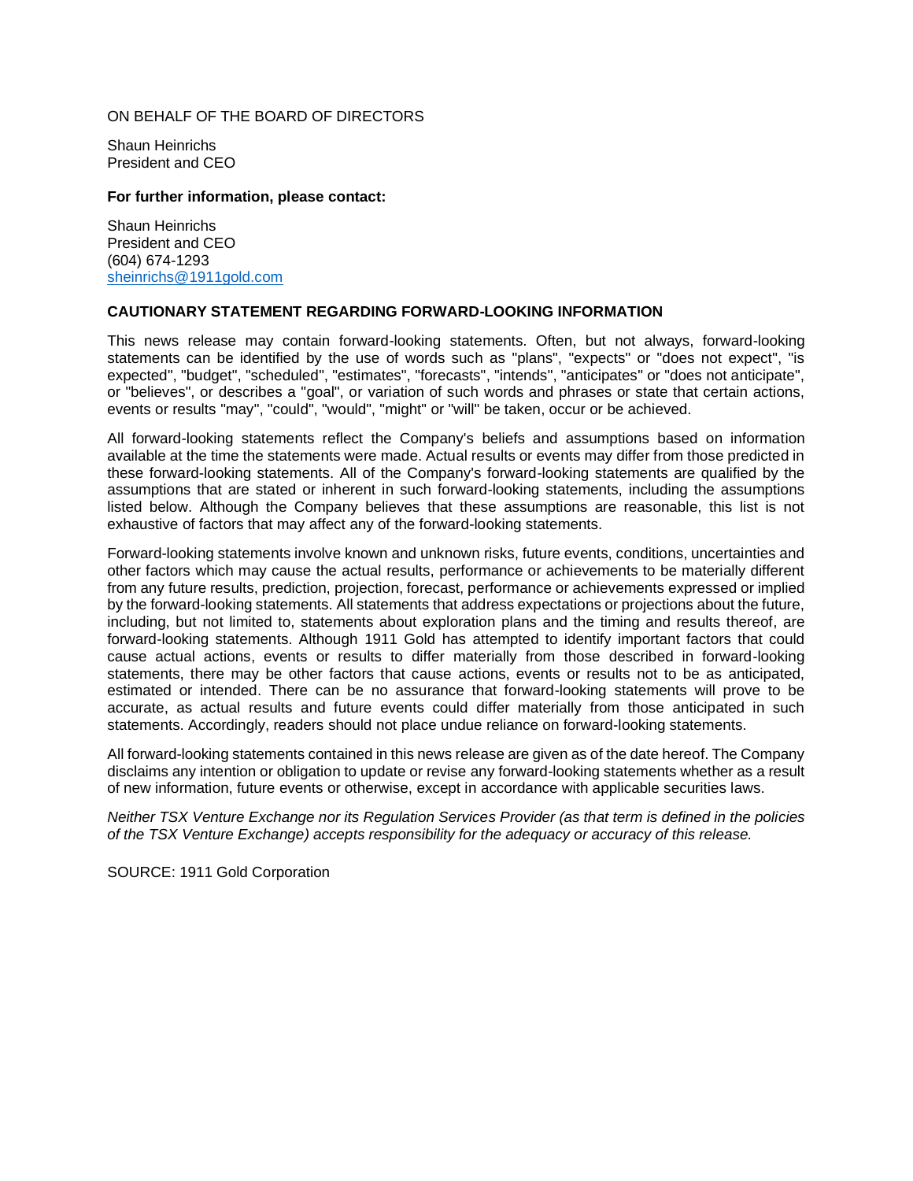ON BEHALF OF THE BOARD OF DIRECTORS

Shaun Heinrichs
President and CEO

**For further information, please contact:**

Shaun Heinrichs
President and CEO
(604) 674-1293
sheinrichs@1911gold.com

**CAUTIONARY STATEMENT REGARDING FORWARD-LOOKING INFORMATION**

This news release may contain forward-looking statements. Often, but not always, forward-looking statements can be identified by the use of words such as "plans", "expects" or "does not expect", "is expected", "budget", "scheduled", "estimates", "forecasts", "intends", "anticipates" or "does not anticipate", or "believes", or describes a "goal", or variation of such words and phrases or state that certain actions, events or results "may", "could", "would", "might" or "will" be taken, occur or be achieved.

All forward-looking statements reflect the Company's beliefs and assumptions based on information available at the time the statements were made. Actual results or events may differ from those predicted in these forward-looking statements. All of the Company's forward-looking statements are qualified by the assumptions that are stated or inherent in such forward-looking statements, including the assumptions listed below. Although the Company believes that these assumptions are reasonable, this list is not exhaustive of factors that may affect any of the forward-looking statements.

Forward-looking statements involve known and unknown risks, future events, conditions, uncertainties and other factors which may cause the actual results, performance or achievements to be materially different from any future results, prediction, projection, forecast, performance or achievements expressed or implied by the forward-looking statements. All statements that address expectations or projections about the future, including, but not limited to, statements about exploration plans and the timing and results thereof, are forward-looking statements. Although 1911 Gold has attempted to identify important factors that could cause actual actions, events or results to differ materially from those described in forward-looking statements, there may be other factors that cause actions, events or results not to be as anticipated, estimated or intended. There can be no assurance that forward-looking statements will prove to be accurate, as actual results and future events could differ materially from those anticipated in such statements. Accordingly, readers should not place undue reliance on forward-looking statements.

All forward-looking statements contained in this news release are given as of the date hereof. The Company disclaims any intention or obligation to update or revise any forward-looking statements whether as a result of new information, future events or otherwise, except in accordance with applicable securities laws.

*Neither TSX Venture Exchange nor its Regulation Services Provider (as that term is defined in the policies of the TSX Venture Exchange) accepts responsibility for the adequacy or accuracy of this release.*

SOURCE: 1911 Gold Corporation